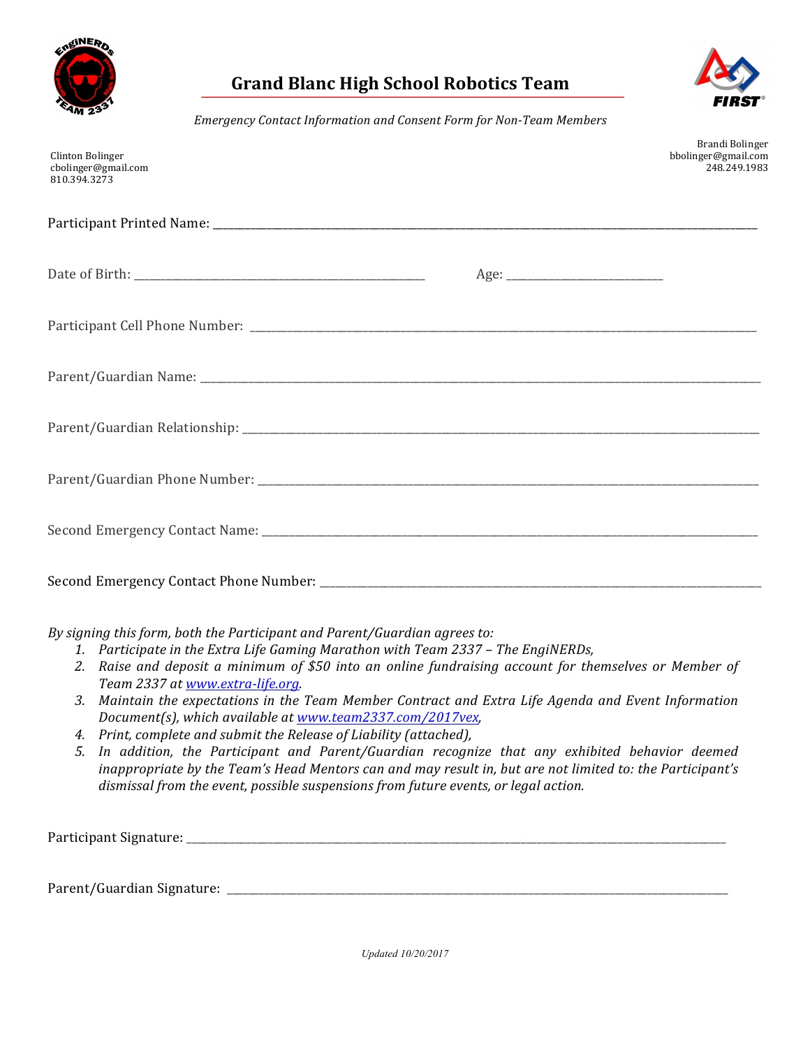# Grand Blanc High School Robotics Team

*Emergency Contact Information and Consent Form for Non-Team Members*

Clinton Bolinger
cbolinger@gmail.com
810.394.3273

Brandi Bolinger
bbolinger@gmail.com
248.249.1983

Participant Printed Name: ______________________________________________

Date of Birth: ___________________________ Age: ________________

Participant Cell Phone Number: ______________________________________________

Parent/Guardian Name: ______________________________________________

Parent/Guardian Relationship: ______________________________________________

Parent/Guardian Phone Number: ______________________________________________

Second Emergency Contact Name: ______________________________________________

Second Emergency Contact Phone Number: ______________________________________________

*By signing this form, both the Participant and Parent/Guardian agrees to:*

1. *Participate in the Extra Life Gaming Marathon with Team 2337 – The EngiNERDs,*
2. *Raise and deposit a minimum of $50 into an online fundraising account for themselves or Member of Team 2337 at [www.extra-life.org](www.extra-life.org).*
3. *Maintain the expectations in the Team Member Contract and Extra Life Agenda and Event Information Document(s), which available at [www.team2337.com/2017vex](www.team2337.com/2017vex),*
4. *Print, complete and submit the Release of Liability (attached),*
5. *In addition, the Participant and Parent/Guardian recognize that any exhibited behavior deemed inappropriate by the Team's Head Mentors can and may result in, but are not limited to: the Participant's dismissal from the event, possible suspensions from future events, or legal action.*

Participant Signature: ______________________________________________

Parent/Guardian Signature: ______________________________________________

*Updated 10/20/2017*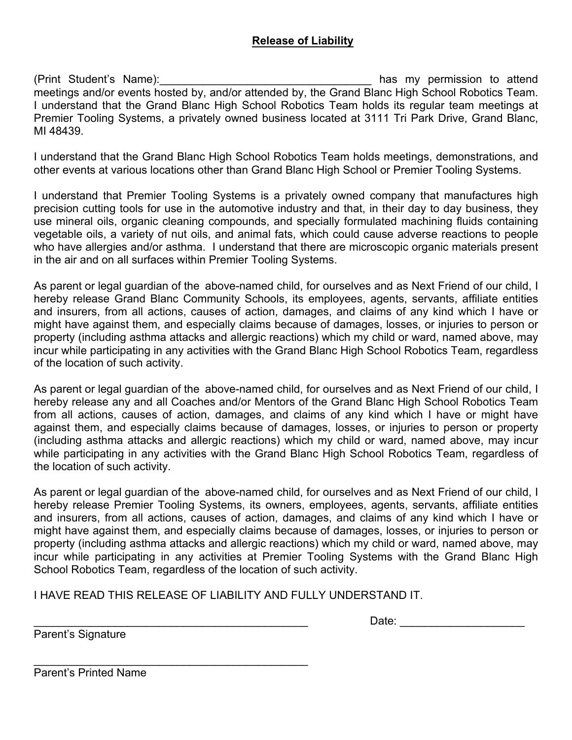## **Release of Liability**

(Print Student's Name):_________________________________ has my permission to attend meetings and/or events hosted by, and/or attended by, the Grand Blanc High School Robotics Team. I understand that the Grand Blanc High School Robotics Team holds its regular team meetings at Premier Tooling Systems, a privately owned business located at 3111 Tri Park Drive, Grand Blanc, MI 48439.

I understand that the Grand Blanc High School Robotics Team holds meetings, demonstrations, and other events at various locations other than Grand Blanc High School or Premier Tooling Systems.

I understand that Premier Tooling Systems is a privately owned company that manufactures high precision cutting tools for use in the automotive industry and that, in their day to day business, they use mineral oils, organic cleaning compounds, and specially formulated machining fluids containing vegetable oils, a variety of nut oils, and animal fats, which could cause adverse reactions to people who have allergies and/or asthma. I understand that there are microscopic organic materials present in the air and on all surfaces within Premier Tooling Systems.

As parent or legal guardian of the above-named child, for ourselves and as Next Friend of our child, I hereby release Grand Blanc Community Schools, its employees, agents, servants, affiliate entities and insurers, from all actions, causes of action, damages, and claims of any kind which I have or might have against them, and especially claims because of damages, losses, or injuries to person or property (including asthma attacks and allergic reactions) which my child or ward, named above, may incur while participating in any activities with the Grand Blanc High School Robotics Team, regardless of the location of such activity.

As parent or legal guardian of the above-named child, for ourselves and as Next Friend of our child, I hereby release any and all Coaches and/or Mentors of the Grand Blanc High School Robotics Team from all actions, causes of action, damages, and claims of any kind which I have or might have against them, and especially claims because of damages, losses, or injuries to person or property (including asthma attacks and allergic reactions) which my child or ward, named above, may incur while participating in any activities with the Grand Blanc High School Robotics Team, regardless of the location of such activity.

As parent or legal guardian of the above-named child, for ourselves and as Next Friend of our child, I hereby release Premier Tooling Systems, its owners, employees, agents, servants, affiliate entities and insurers, from all actions, causes of action, damages, and claims of any kind which I have or might have against them, and especially claims because of damages, losses, or injuries to person or property (including asthma attacks and allergic reactions) which my child or ward, named above, may incur while participating in any activities at Premier Tooling Systems with the Grand Blanc High School Robotics Team, regardless of the location of such activity.

I HAVE READ THIS RELEASE OF LIABILITY AND FULLY UNDERSTAND IT.

_____________________________________________ Date: ____________________

Parent's Signature

_____________________________________________

Parent's Printed Name